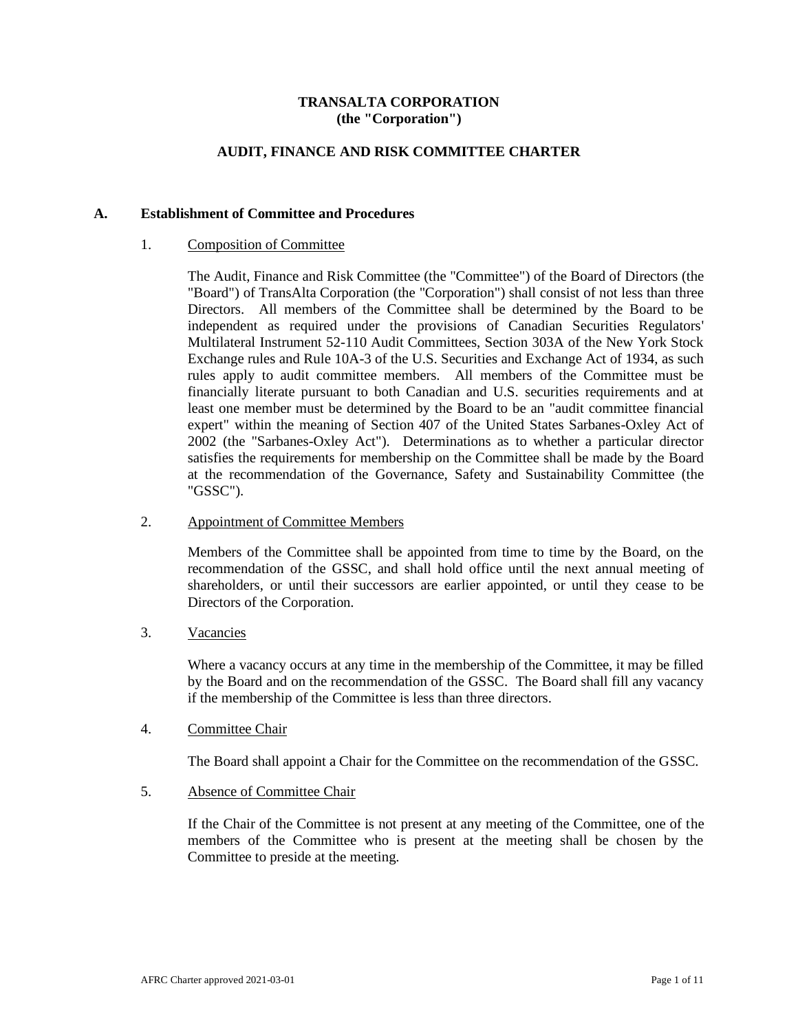**TRANSALTA CORPORATION**
**(the "Corporation")**

**AUDIT, FINANCE AND RISK COMMITTEE CHARTER**

## A. Establishment of Committee and Procedures

1. Composition of Committee

   The Audit, Finance and Risk Committee (the "Committee") of the Board of Directors (the "Board") of TransAlta Corporation (the "Corporation") shall consist of not less than three Directors. All members of the Committee shall be determined by the Board to be independent as required under the provisions of Canadian Securities Regulators' Multilateral Instrument 52-110 Audit Committees, Section 303A of the New York Stock Exchange rules and Rule 10A-3 of the U.S. Securities and Exchange Act of 1934, as such rules apply to audit committee members. All members of the Committee must be financially literate pursuant to both Canadian and U.S. securities requirements and at least one member must be determined by the Board to be an "audit committee financial expert" within the meaning of Section 407 of the United States Sarbanes-Oxley Act of 2002 (the "Sarbanes-Oxley Act"). Determinations as to whether a particular director satisfies the requirements for membership on the Committee shall be made by the Board at the recommendation of the Governance, Safety and Sustainability Committee (the "GSSC").

2. Appointment of Committee Members

   Members of the Committee shall be appointed from time to time by the Board, on the recommendation of the GSSC, and shall hold office until the next annual meeting of shareholders, or until their successors are earlier appointed, or until they cease to be Directors of the Corporation.

3. Vacancies

   Where a vacancy occurs at any time in the membership of the Committee, it may be filled by the Board and on the recommendation of the GSSC. The Board shall fill any vacancy if the membership of the Committee is less than three directors.

4. Committee Chair

   The Board shall appoint a Chair for the Committee on the recommendation of the GSSC.

5. Absence of Committee Chair

   If the Chair of the Committee is not present at any meeting of the Committee, one of the members of the Committee who is present at the meeting shall be chosen by the Committee to preside at the meeting.

AFRC Charter approved 2021-03-01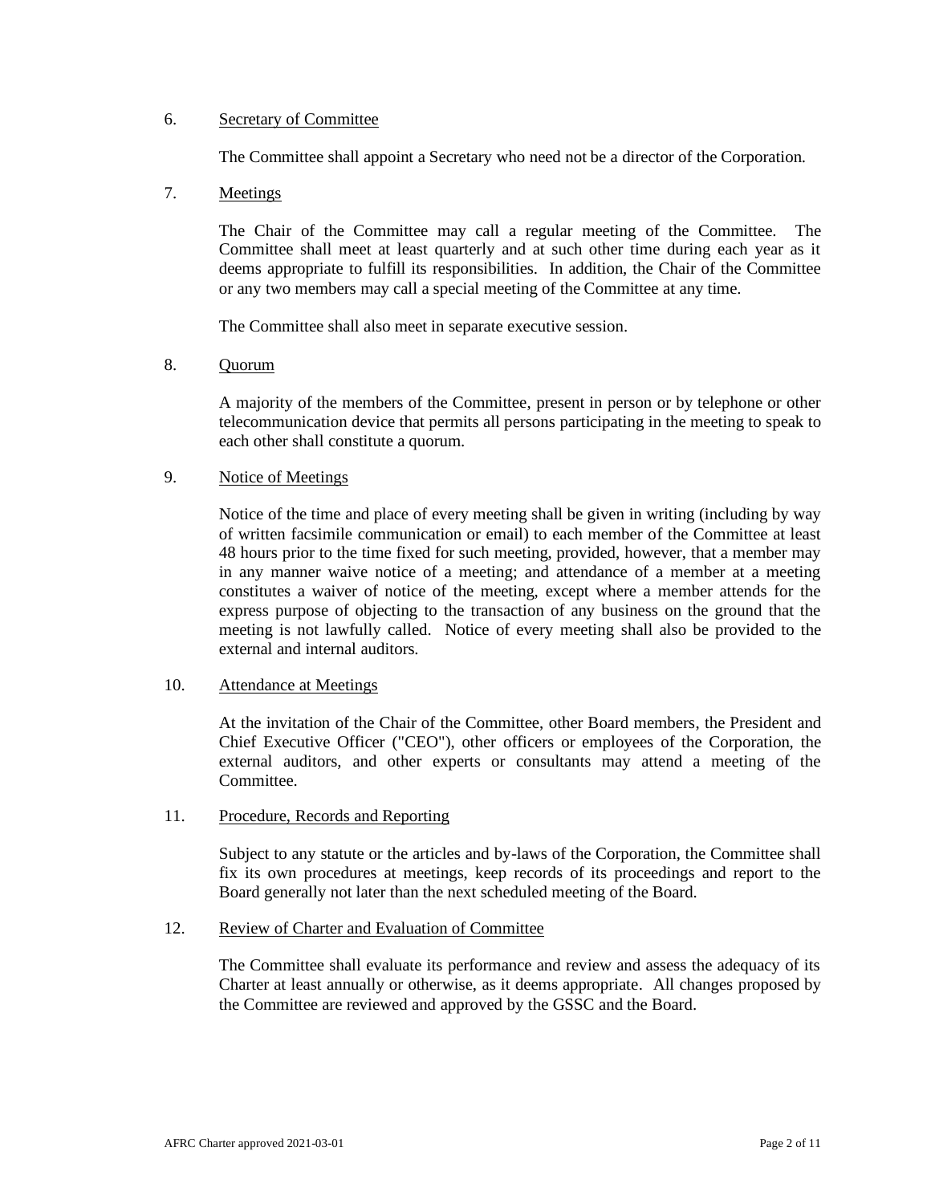6. Secretary of Committee

The Committee shall appoint a Secretary who need not be a director of the Corporation.

7. Meetings

The Chair of the Committee may call a regular meeting of the Committee. The Committee shall meet at least quarterly and at such other time during each year as it deems appropriate to fulfill its responsibilities. In addition, the Chair of the Committee or any two members may call a special meeting of the Committee at any time.

The Committee shall also meet in separate executive session.

8. Quorum

A majority of the members of the Committee, present in person or by telephone or other telecommunication device that permits all persons participating in the meeting to speak to each other shall constitute a quorum.

9. Notice of Meetings

Notice of the time and place of every meeting shall be given in writing (including by way of written facsimile communication or email) to each member of the Committee at least 48 hours prior to the time fixed for such meeting, provided, however, that a member may in any manner waive notice of a meeting; and attendance of a member at a meeting constitutes a waiver of notice of the meeting, except where a member attends for the express purpose of objecting to the transaction of any business on the ground that the meeting is not lawfully called. Notice of every meeting shall also be provided to the external and internal auditors.

10. Attendance at Meetings

At the invitation of the Chair of the Committee, other Board members, the President and Chief Executive Officer ("CEO"), other officers or employees of the Corporation, the external auditors, and other experts or consultants may attend a meeting of the Committee.

11. Procedure, Records and Reporting

Subject to any statute or the articles and by-laws of the Corporation, the Committee shall fix its own procedures at meetings, keep records of its proceedings and report to the Board generally not later than the next scheduled meeting of the Board.

12. Review of Charter and Evaluation of Committee

The Committee shall evaluate its performance and review and assess the adequacy of its Charter at least annually or otherwise, as it deems appropriate. All changes proposed by the Committee are reviewed and approved by the GSSC and the Board.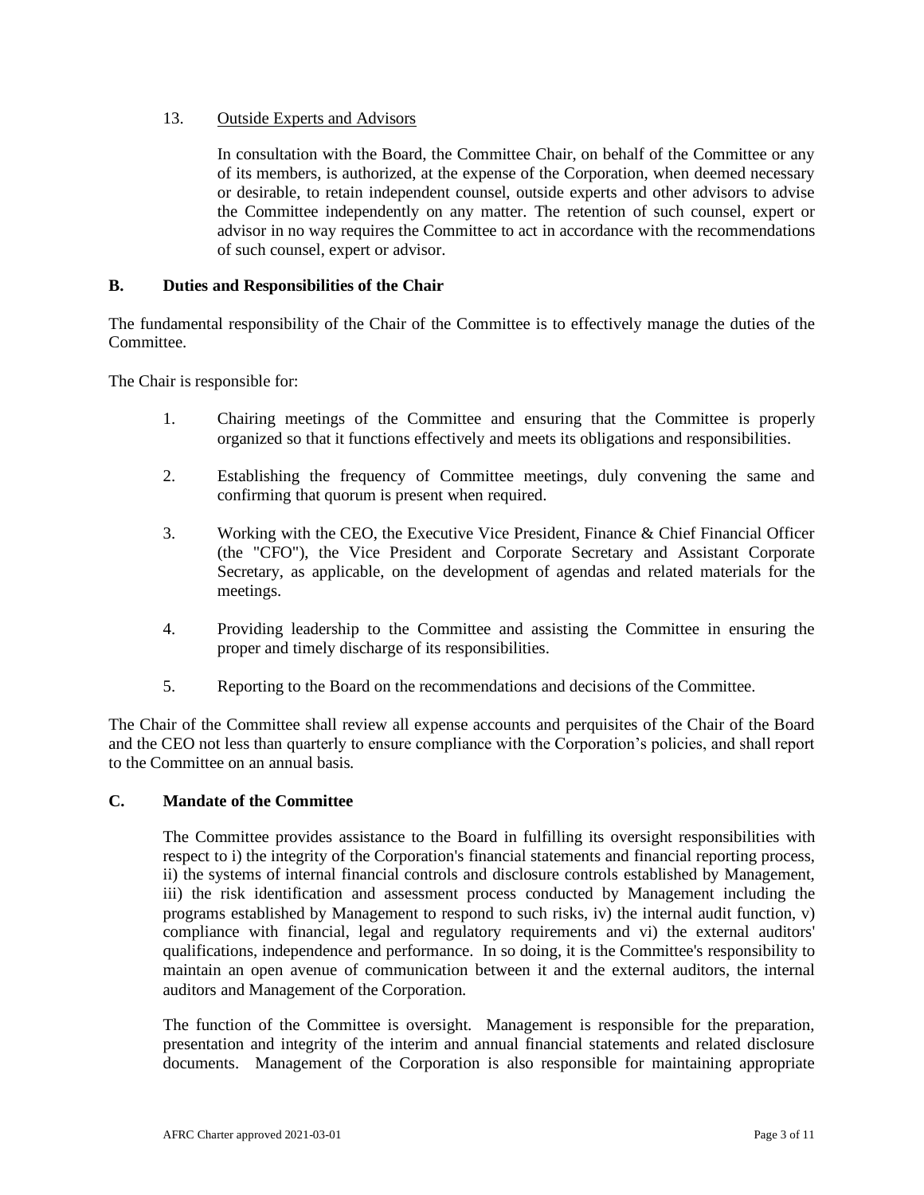13. Outside Experts and Advisors

    In consultation with the Board, the Committee Chair, on behalf of the Committee or any of its members, is authorized, at the expense of the Corporation, when deemed necessary or desirable, to retain independent counsel, outside experts and other advisors to advise the Committee independently on any matter. The retention of such counsel, expert or advisor in no way requires the Committee to act in accordance with the recommendations of such counsel, expert or advisor.

### B. Duties and Responsibilities of the Chair

The fundamental responsibility of the Chair of the Committee is to effectively manage the duties of the Committee.

The Chair is responsible for:

1. Chairing meetings of the Committee and ensuring that the Committee is properly organized so that it functions effectively and meets its obligations and responsibilities.
2. Establishing the frequency of Committee meetings, duly convening the same and confirming that quorum is present when required.
3. Working with the CEO, the Executive Vice President, Finance & Chief Financial Officer (the "CFO"), the Vice President and Corporate Secretary and Assistant Corporate Secretary, as applicable, on the development of agendas and related materials for the meetings.
4. Providing leadership to the Committee and assisting the Committee in ensuring the proper and timely discharge of its responsibilities.
5. Reporting to the Board on the recommendations and decisions of the Committee.

The Chair of the Committee shall review all expense accounts and perquisites of the Chair of the Board and the CEO not less than quarterly to ensure compliance with the Corporation's policies, and shall report to the Committee on an annual basis.

### C. Mandate of the Committee

The Committee provides assistance to the Board in fulfilling its oversight responsibilities with respect to i) the integrity of the Corporation's financial statements and financial reporting process, ii) the systems of internal financial controls and disclosure controls established by Management, iii) the risk identification and assessment process conducted by Management including the programs established by Management to respond to such risks, iv) the internal audit function, v) compliance with financial, legal and regulatory requirements and vi) the external auditors' qualifications, independence and performance. In so doing, it is the Committee's responsibility to maintain an open avenue of communication between it and the external auditors, the internal auditors and Management of the Corporation.

The function of the Committee is oversight. Management is responsible for the preparation, presentation and integrity of the interim and annual financial statements and related disclosure documents. Management of the Corporation is also responsible for maintaining appropriate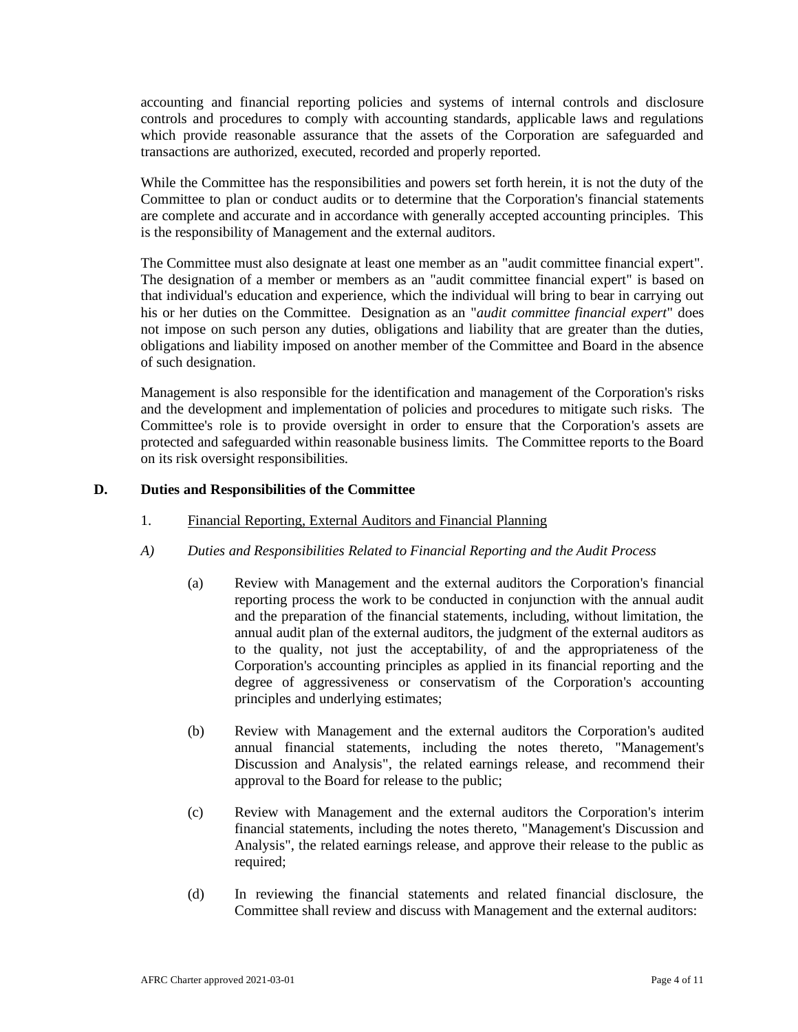accounting and financial reporting policies and systems of internal controls and disclosure controls and procedures to comply with accounting standards, applicable laws and regulations which provide reasonable assurance that the assets of the Corporation are safeguarded and transactions are authorized, executed, recorded and properly reported.

While the Committee has the responsibilities and powers set forth herein, it is not the duty of the Committee to plan or conduct audits or to determine that the Corporation's financial statements are complete and accurate and in accordance with generally accepted accounting principles. This is the responsibility of Management and the external auditors.

The Committee must also designate at least one member as an "audit committee financial expert". The designation of a member or members as an "audit committee financial expert" is based on that individual's education and experience, which the individual will bring to bear in carrying out his or her duties on the Committee. Designation as an "*audit committee financial expert*" does not impose on such person any duties, obligations and liability that are greater than the duties, obligations and liability imposed on another member of the Committee and Board in the absence of such designation.

Management is also responsible for the identification and management of the Corporation's risks and the development and implementation of policies and procedures to mitigate such risks. The Committee's role is to provide oversight in order to ensure that the Corporation's assets are protected and safeguarded within reasonable business limits. The Committee reports to the Board on its risk oversight responsibilities.

## D. Duties and Responsibilities of the Committee

1. Financial Reporting, External Auditors and Financial Planning

*A) Duties and Responsibilities Related to Financial Reporting and the Audit Process*

(a) Review with Management and the external auditors the Corporation's financial reporting process the work to be conducted in conjunction with the annual audit and the preparation of the financial statements, including, without limitation, the annual audit plan of the external auditors, the judgment of the external auditors as to the quality, not just the acceptability, of and the appropriateness of the Corporation's accounting principles as applied in its financial reporting and the degree of aggressiveness or conservatism of the Corporation's accounting principles and underlying estimates;

(b) Review with Management and the external auditors the Corporation's audited annual financial statements, including the notes thereto, "Management's Discussion and Analysis", the related earnings release, and recommend their approval to the Board for release to the public;

(c) Review with Management and the external auditors the Corporation's interim financial statements, including the notes thereto, "Management's Discussion and Analysis", the related earnings release, and approve their release to the public as required;

(d) In reviewing the financial statements and related financial disclosure, the Committee shall review and discuss with Management and the external auditors: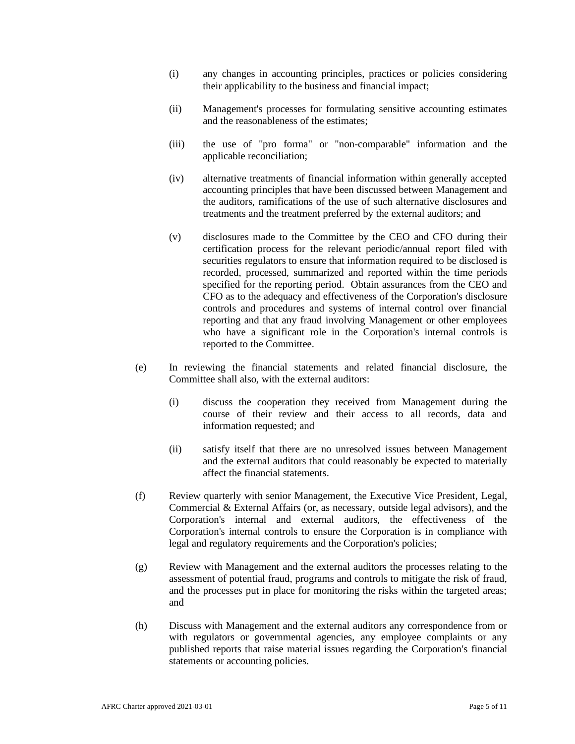(i) any changes in accounting principles, practices or policies considering their applicability to the business and financial impact;

(ii) Management's processes for formulating sensitive accounting estimates and the reasonableness of the estimates;

(iii) the use of "pro forma" or "non-comparable" information and the applicable reconciliation;

(iv) alternative treatments of financial information within generally accepted accounting principles that have been discussed between Management and the auditors, ramifications of the use of such alternative disclosures and treatments and the treatment preferred by the external auditors; and

(v) disclosures made to the Committee by the CEO and CFO during their certification process for the relevant periodic/annual report filed with securities regulators to ensure that information required to be disclosed is recorded, processed, summarized and reported within the time periods specified for the reporting period. Obtain assurances from the CEO and CFO as to the adequacy and effectiveness of the Corporation's disclosure controls and procedures and systems of internal control over financial reporting and that any fraud involving Management or other employees who have a significant role in the Corporation's internal controls is reported to the Committee.

(e) In reviewing the financial statements and related financial disclosure, the Committee shall also, with the external auditors:

(i) discuss the cooperation they received from Management during the course of their review and their access to all records, data and information requested; and

(ii) satisfy itself that there are no unresolved issues between Management and the external auditors that could reasonably be expected to materially affect the financial statements.

(f) Review quarterly with senior Management, the Executive Vice President, Legal, Commercial & External Affairs (or, as necessary, outside legal advisors), and the Corporation's internal and external auditors, the effectiveness of the Corporation's internal controls to ensure the Corporation is in compliance with legal and regulatory requirements and the Corporation's policies;

(g) Review with Management and the external auditors the processes relating to the assessment of potential fraud, programs and controls to mitigate the risk of fraud, and the processes put in place for monitoring the risks within the targeted areas; and

(h) Discuss with Management and the external auditors any correspondence from or with regulators or governmental agencies, any employee complaints or any published reports that raise material issues regarding the Corporation's financial statements or accounting policies.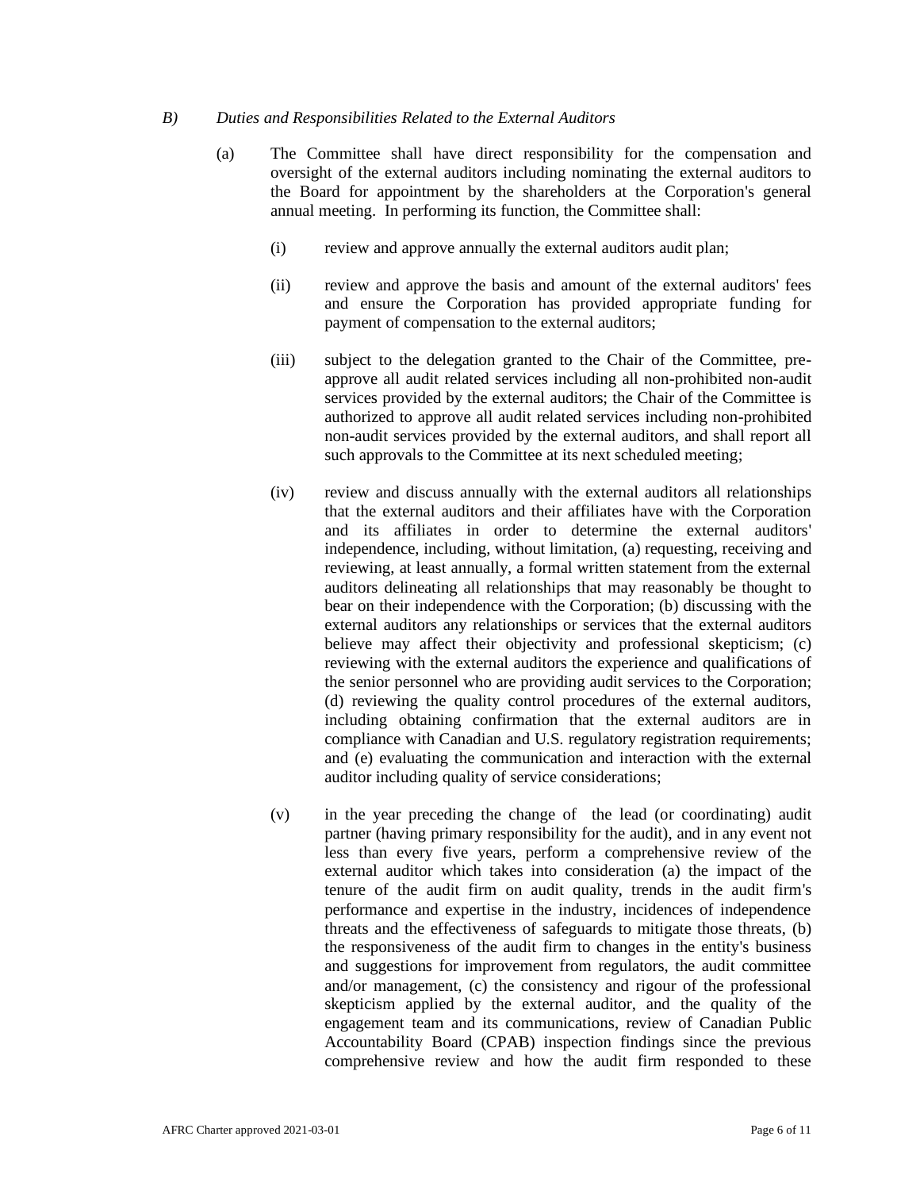*B) Duties and Responsibilities Related to the External Auditors*

(a) The Committee shall have direct responsibility for the compensation and oversight of the external auditors including nominating the external auditors to the Board for appointment by the shareholders at the Corporation's general annual meeting. In performing its function, the Committee shall:

(i) review and approve annually the external auditors audit plan;

(ii) review and approve the basis and amount of the external auditors' fees and ensure the Corporation has provided appropriate funding for payment of compensation to the external auditors;

(iii) subject to the delegation granted to the Chair of the Committee, pre-approve all audit related services including all non-prohibited non-audit services provided by the external auditors; the Chair of the Committee is authorized to approve all audit related services including non-prohibited non-audit services provided by the external auditors, and shall report all such approvals to the Committee at its next scheduled meeting;

(iv) review and discuss annually with the external auditors all relationships that the external auditors and their affiliates have with the Corporation and its affiliates in order to determine the external auditors' independence, including, without limitation, (a) requesting, receiving and reviewing, at least annually, a formal written statement from the external auditors delineating all relationships that may reasonably be thought to bear on their independence with the Corporation; (b) discussing with the external auditors any relationships or services that the external auditors believe may affect their objectivity and professional skepticism; (c) reviewing with the external auditors the experience and qualifications of the senior personnel who are providing audit services to the Corporation; (d) reviewing the quality control procedures of the external auditors, including obtaining confirmation that the external auditors are in compliance with Canadian and U.S. regulatory registration requirements; and (e) evaluating the communication and interaction with the external auditor including quality of service considerations;

(v) in the year preceding the change of the lead (or coordinating) audit partner (having primary responsibility for the audit), and in any event not less than every five years, perform a comprehensive review of the external auditor which takes into consideration (a) the impact of the tenure of the audit firm on audit quality, trends in the audit firm's performance and expertise in the industry, incidences of independence threats and the effectiveness of safeguards to mitigate those threats, (b) the responsiveness of the audit firm to changes in the entity's business and suggestions for improvement from regulators, the audit committee and/or management, (c) the consistency and rigour of the professional skepticism applied by the external auditor, and the quality of the engagement team and its communications, review of Canadian Public Accountability Board (CPAB) inspection findings since the previous comprehensive review and how the audit firm responded to these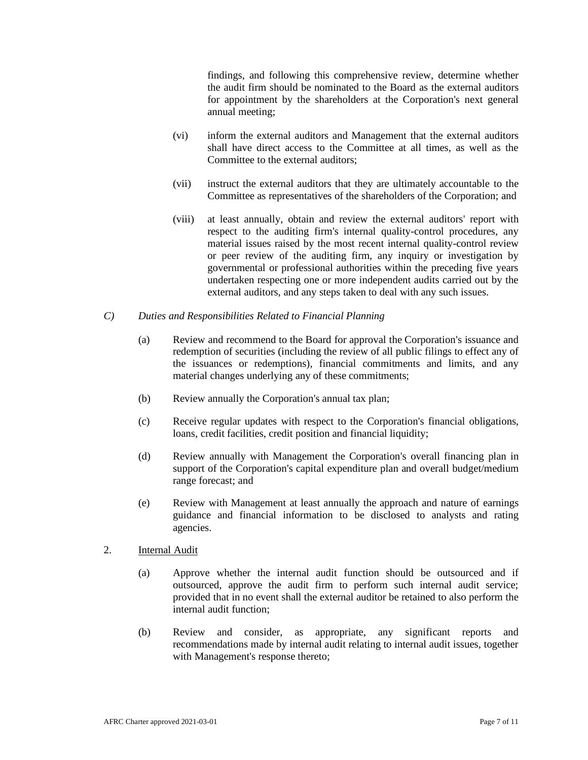findings, and following this comprehensive review, determine whether the audit firm should be nominated to the Board as the external auditors for appointment by the shareholders at the Corporation's next general annual meeting;

(vi) inform the external auditors and Management that the external auditors shall have direct access to the Committee at all times, as well as the Committee to the external auditors;

(vii) instruct the external auditors that they are ultimately accountable to the Committee as representatives of the shareholders of the Corporation; and

(viii) at least annually, obtain and review the external auditors' report with respect to the auditing firm's internal quality-control procedures, any material issues raised by the most recent internal quality-control review or peer review of the auditing firm, any inquiry or investigation by governmental or professional authorities within the preceding five years undertaken respecting one or more independent audits carried out by the external auditors, and any steps taken to deal with any such issues.

*C) Duties and Responsibilities Related to Financial Planning*

(a) Review and recommend to the Board for approval the Corporation's issuance and redemption of securities (including the review of all public filings to effect any of the issuances or redemptions), financial commitments and limits, and any material changes underlying any of these commitments;

(b) Review annually the Corporation's annual tax plan;

(c) Receive regular updates with respect to the Corporation's financial obligations, loans, credit facilities, credit position and financial liquidity;

(d) Review annually with Management the Corporation's overall financing plan in support of the Corporation's capital expenditure plan and overall budget/medium range forecast; and

(e) Review with Management at least annually the approach and nature of earnings guidance and financial information to be disclosed to analysts and rating agencies.

2. <u>Internal Audit</u>

(a) Approve whether the internal audit function should be outsourced and if outsourced, approve the audit firm to perform such internal audit service; provided that in no event shall the external auditor be retained to also perform the internal audit function;

(b) Review and consider, as appropriate, any significant reports and recommendations made by internal audit relating to internal audit issues, together with Management's response thereto;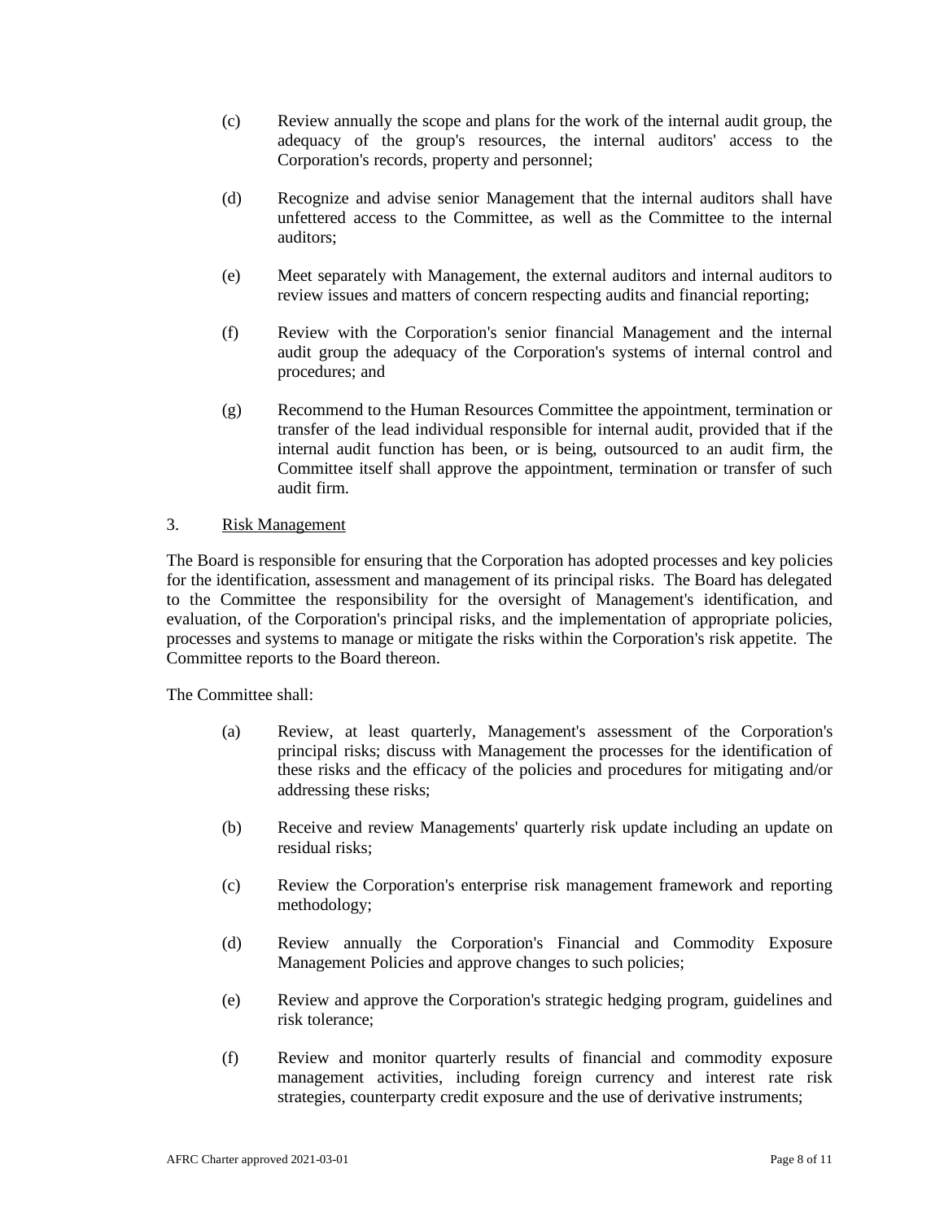(c) Review annually the scope and plans for the work of the internal audit group, the adequacy of the group's resources, the internal auditors' access to the Corporation's records, property and personnel;

(d) Recognize and advise senior Management that the internal auditors shall have unfettered access to the Committee, as well as the Committee to the internal auditors;

(e) Meet separately with Management, the external auditors and internal auditors to review issues and matters of concern respecting audits and financial reporting;

(f) Review with the Corporation's senior financial Management and the internal audit group the adequacy of the Corporation's systems of internal control and procedures; and

(g) Recommend to the Human Resources Committee the appointment, termination or transfer of the lead individual responsible for internal audit, provided that if the internal audit function has been, or is being, outsourced to an audit firm, the Committee itself shall approve the appointment, termination or transfer of such audit firm.

3. Risk Management

The Board is responsible for ensuring that the Corporation has adopted processes and key policies for the identification, assessment and management of its principal risks. The Board has delegated to the Committee the responsibility for the oversight of Management's identification, and evaluation, of the Corporation's principal risks, and the implementation of appropriate policies, processes and systems to manage or mitigate the risks within the Corporation's risk appetite. The Committee reports to the Board thereon.

The Committee shall:

(a) Review, at least quarterly, Management's assessment of the Corporation's principal risks; discuss with Management the processes for the identification of these risks and the efficacy of the policies and procedures for mitigating and/or addressing these risks;

(b) Receive and review Managements' quarterly risk update including an update on residual risks;

(c) Review the Corporation's enterprise risk management framework and reporting methodology;

(d) Review annually the Corporation's Financial and Commodity Exposure Management Policies and approve changes to such policies;

(e) Review and approve the Corporation's strategic hedging program, guidelines and risk tolerance;

(f) Review and monitor quarterly results of financial and commodity exposure management activities, including foreign currency and interest rate risk strategies, counterparty credit exposure and the use of derivative instruments;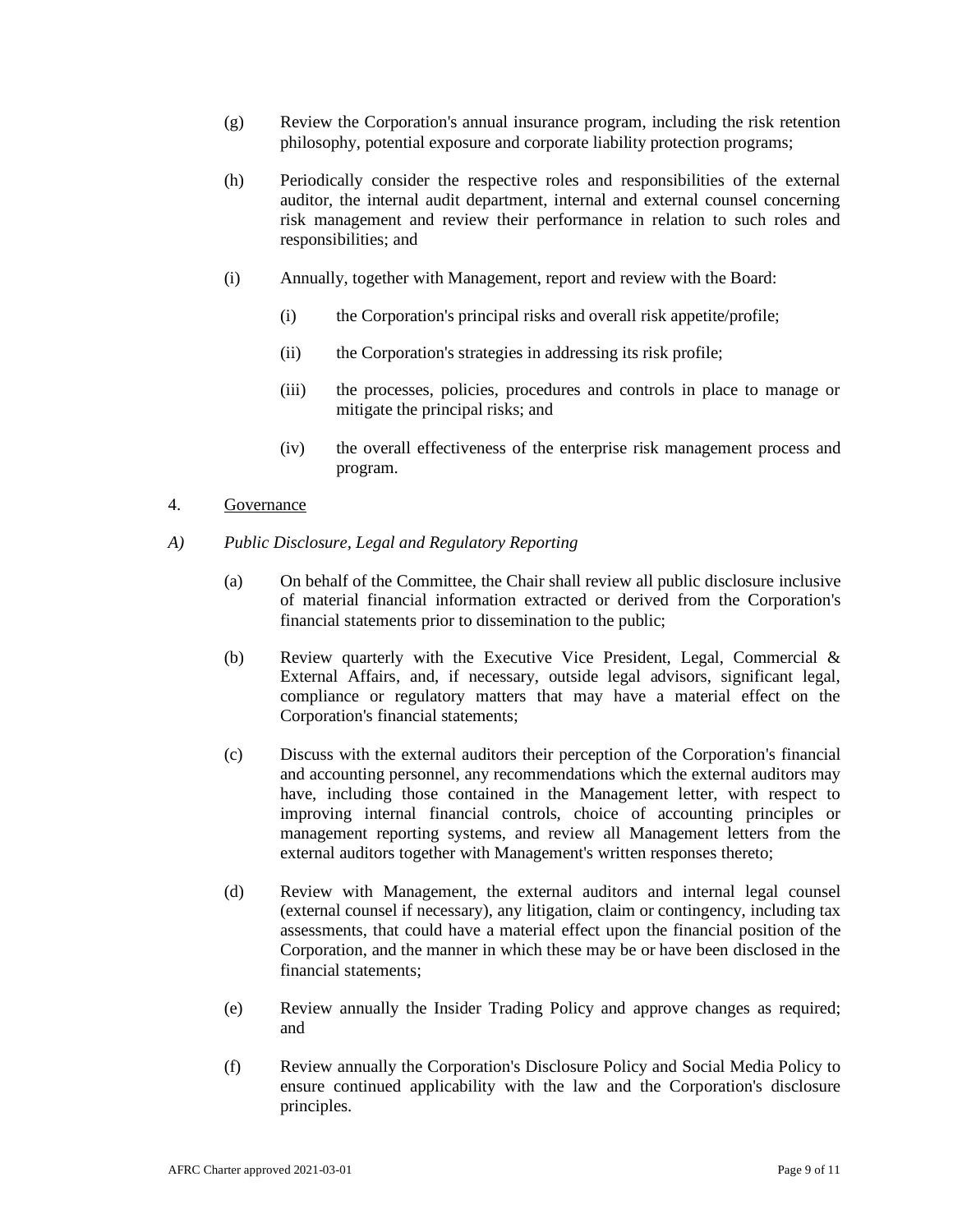(g) Review the Corporation's annual insurance program, including the risk retention philosophy, potential exposure and corporate liability protection programs;

(h) Periodically consider the respective roles and responsibilities of the external auditor, the internal audit department, internal and external counsel concerning risk management and review their performance in relation to such roles and responsibilities; and

(i) Annually, together with Management, report and review with the Board:

  (i) the Corporation's principal risks and overall risk appetite/profile;

  (ii) the Corporation's strategies in addressing its risk profile;

  (iii) the processes, policies, procedures and controls in place to manage or mitigate the principal risks; and

  (iv) the overall effectiveness of the enterprise risk management process and program.

4. <u>Governance</u>

*A) Public Disclosure, Legal and Regulatory Reporting*

(a) On behalf of the Committee, the Chair shall review all public disclosure inclusive of material financial information extracted or derived from the Corporation's financial statements prior to dissemination to the public;

(b) Review quarterly with the Executive Vice President, Legal, Commercial & External Affairs, and, if necessary, outside legal advisors, significant legal, compliance or regulatory matters that may have a material effect on the Corporation's financial statements;

(c) Discuss with the external auditors their perception of the Corporation's financial and accounting personnel, any recommendations which the external auditors may have, including those contained in the Management letter, with respect to improving internal financial controls, choice of accounting principles or management reporting systems, and review all Management letters from the external auditors together with Management's written responses thereto;

(d) Review with Management, the external auditors and internal legal counsel (external counsel if necessary), any litigation, claim or contingency, including tax assessments, that could have a material effect upon the financial position of the Corporation, and the manner in which these may be or have been disclosed in the financial statements;

(e) Review annually the Insider Trading Policy and approve changes as required; and

(f) Review annually the Corporation's Disclosure Policy and Social Media Policy to ensure continued applicability with the law and the Corporation's disclosure principles.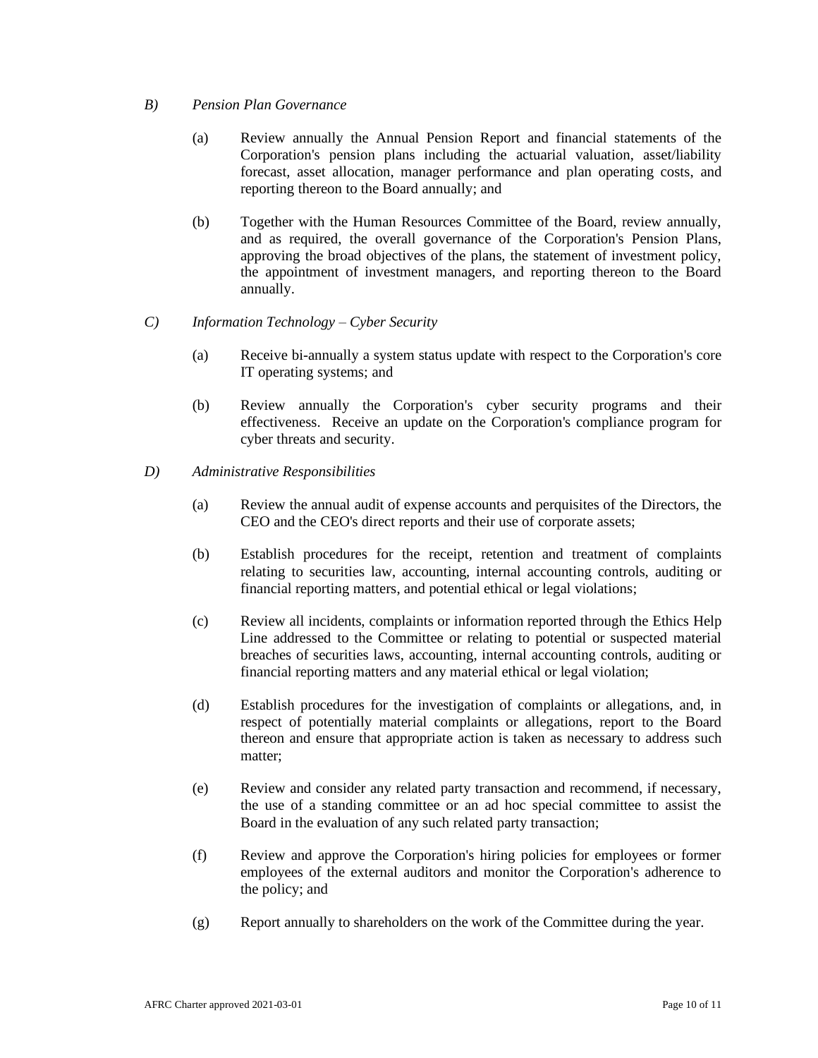*B) Pension Plan Governance*

(a) Review annually the Annual Pension Report and financial statements of the Corporation's pension plans including the actuarial valuation, asset/liability forecast, asset allocation, manager performance and plan operating costs, and reporting thereon to the Board annually; and

(b) Together with the Human Resources Committee of the Board, review annually, and as required, the overall governance of the Corporation's Pension Plans, approving the broad objectives of the plans, the statement of investment policy, the appointment of investment managers, and reporting thereon to the Board annually.

*C) Information Technology – Cyber Security*

(a) Receive bi-annually a system status update with respect to the Corporation's core IT operating systems; and

(b) Review annually the Corporation's cyber security programs and their effectiveness. Receive an update on the Corporation's compliance program for cyber threats and security.

*D) Administrative Responsibilities*

(a) Review the annual audit of expense accounts and perquisites of the Directors, the CEO and the CEO's direct reports and their use of corporate assets;

(b) Establish procedures for the receipt, retention and treatment of complaints relating to securities law, accounting, internal accounting controls, auditing or financial reporting matters, and potential ethical or legal violations;

(c) Review all incidents, complaints or information reported through the Ethics Help Line addressed to the Committee or relating to potential or suspected material breaches of securities laws, accounting, internal accounting controls, auditing or financial reporting matters and any material ethical or legal violation;

(d) Establish procedures for the investigation of complaints or allegations, and, in respect of potentially material complaints or allegations, report to the Board thereon and ensure that appropriate action is taken as necessary to address such matter;

(e) Review and consider any related party transaction and recommend, if necessary, the use of a standing committee or an ad hoc special committee to assist the Board in the evaluation of any such related party transaction;

(f) Review and approve the Corporation's hiring policies for employees or former employees of the external auditors and monitor the Corporation's adherence to the policy; and

(g) Report annually to shareholders on the work of the Committee during the year.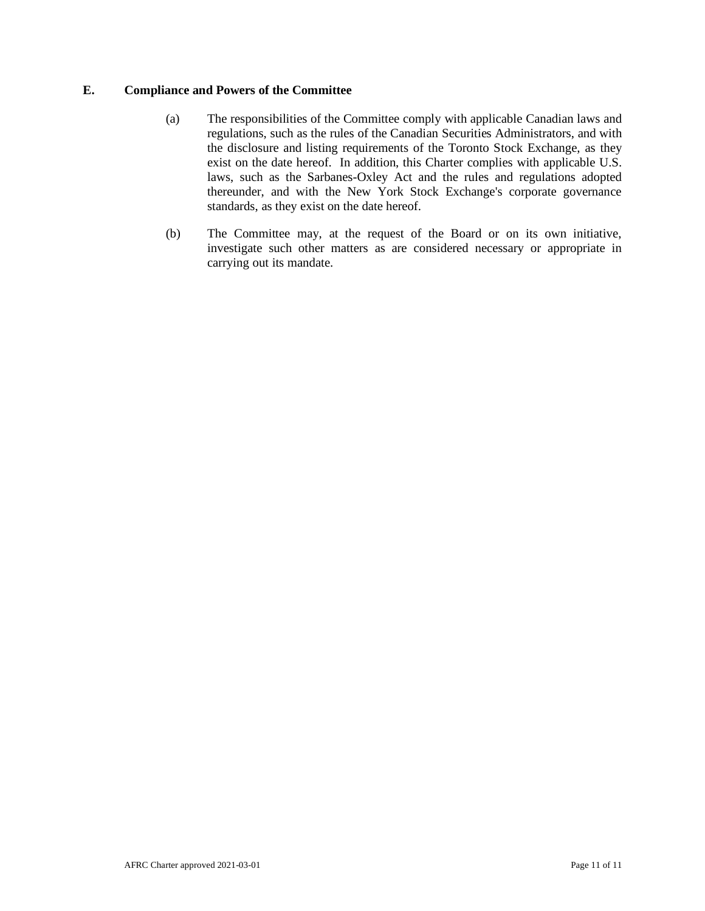## E. Compliance and Powers of the Committee

(a) The responsibilities of the Committee comply with applicable Canadian laws and regulations, such as the rules of the Canadian Securities Administrators, and with the disclosure and listing requirements of the Toronto Stock Exchange, as they exist on the date hereof. In addition, this Charter complies with applicable U.S. laws, such as the Sarbanes-Oxley Act and the rules and regulations adopted thereunder, and with the New York Stock Exchange's corporate governance standards, as they exist on the date hereof.

(b) The Committee may, at the request of the Board or on its own initiative, investigate such other matters as are considered necessary or appropriate in carrying out its mandate.